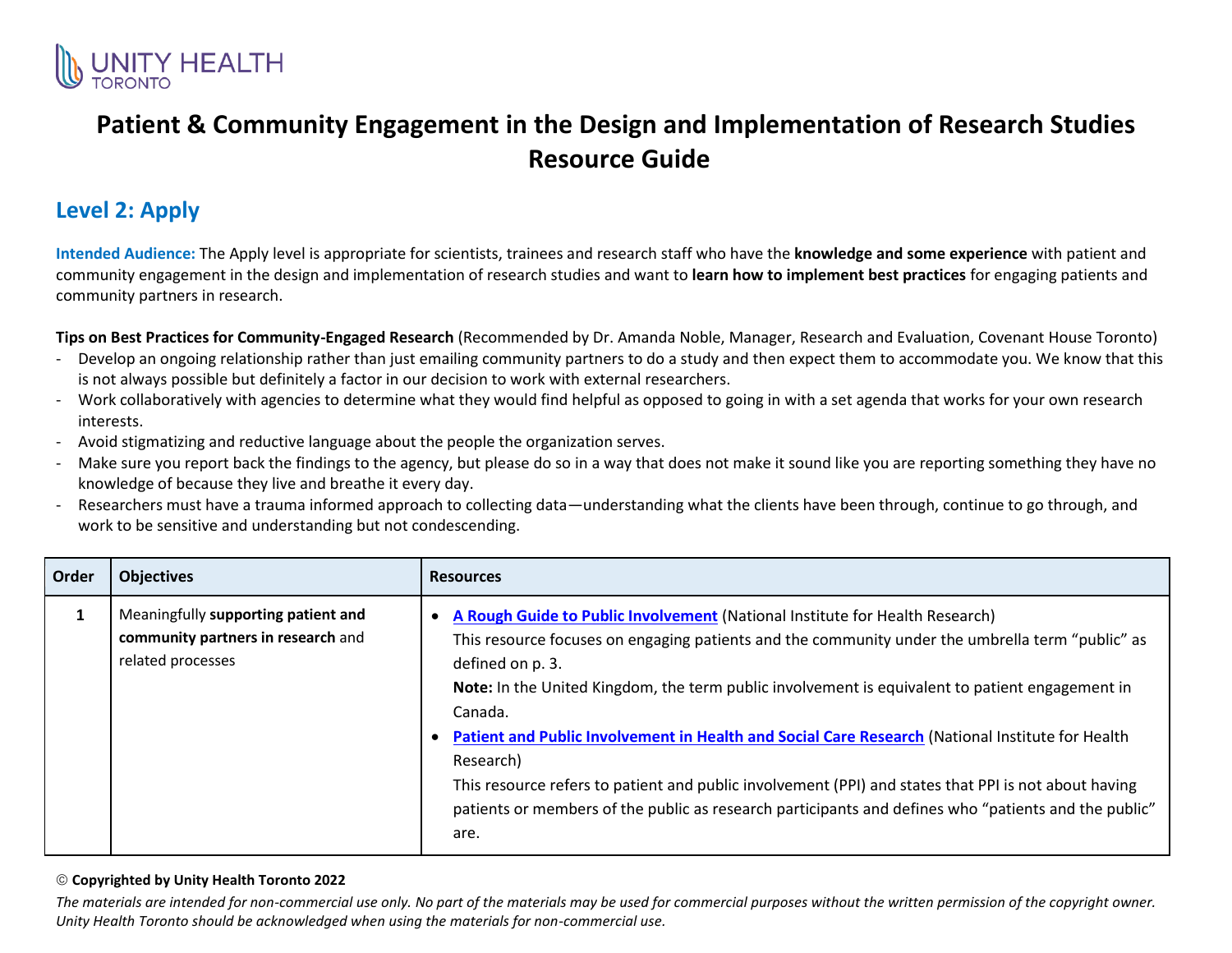# Patient & Community Engagement in the Design and Implementation of Research Studies Resource Guide

## Level 2: Apply

**Intended Audience:** The Apply level is appropriate for scientists, trainees and research staff who have the **knowledge and some experience** with patient and community engagement in the design and implementation of research studies and want to **learn how to implement best practices** for engaging patients and community partners in research.

**Tips on Best Practices for Community-Engaged Research** (Recommended by Dr. Amanda Noble, Manager, Research and Evaluation, Covenant House Toronto)

- Develop an ongoing relationship rather than just emailing community partners to do a study and then expect them to accommodate you. We know that this is not always possible but definitely a factor in our decision to work with external researchers.
- Work collaboratively with agencies to determine what they would find helpful as opposed to going in with a set agenda that works for your own research interests.
- Avoid stigmatizing and reductive language about the people the organization serves.
- Make sure you report back the findings to the agency, but please do so in a way that does not make it sound like you are reporting something they have no knowledge of because they live and breathe it every day.
- Researchers must have a trauma informed approach to collecting data—understanding what the clients have been through, continue to go through, and work to be sensitive and understanding but not condescending.

| Order | Objectives | Resources |
|---|---|---|
| **1** | Meaningfully **supporting patient and community partners in research** and related processes | • **A Rough Guide to Public Involvement** (National Institute for Health Research)<br>This resource focuses on engaging patients and the community under the umbrella term "public" as defined on p. 3.<br>**Note:** In the United Kingdom, the term public involvement is equivalent to patient engagement in Canada.<br>• **Patient and Public Involvement in Health and Social Care Research** (National Institute for Health Research)<br>This resource refers to patient and public involvement (PPI) and states that PPI is not about having patients or members of the public as research participants and defines who "patients and the public" are. |

Ⓒ **Copyrighted by Unity Health Toronto 2022**

*The materials are intended for non-commercial use only. No part of the materials may be used for commercial purposes without the written permission of the copyright owner. Unity Health Toronto should be acknowledged when using the materials for non-commercial use.*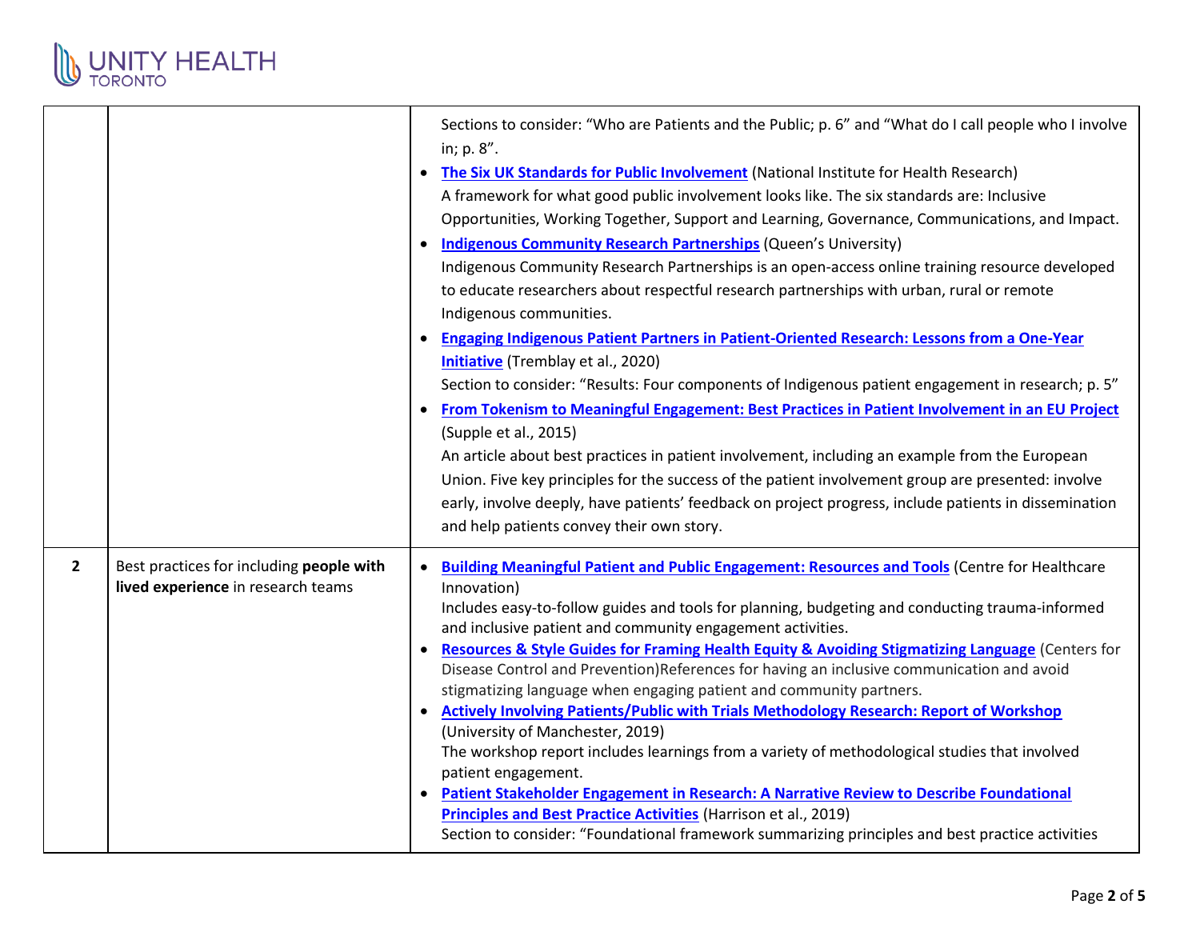| | | |
|---|---|---|
| | | Sections to consider: "Who are Patients and the Public; p. 6" and "What do I call people who I involve in; p. 8".<br>• **The Six UK Standards for Public Involvement** (National Institute for Health Research)<br>A framework for what good public involvement looks like. The six standards are: Inclusive Opportunities, Working Together, Support and Learning, Governance, Communications, and Impact.<br>• **Indigenous Community Research Partnerships** (Queen's University)<br>Indigenous Community Research Partnerships is an open-access online training resource developed to educate researchers about respectful research partnerships with urban, rural or remote Indigenous communities.<br>• **Engaging Indigenous Patient Partners in Patient-Oriented Research: Lessons from a One-Year Initiative** (Tremblay et al., 2020)<br>Section to consider: "Results: Four components of Indigenous patient engagement in research; p. 5"<br>• **From Tokenism to Meaningful Engagement: Best Practices in Patient Involvement in an EU Project** (Supple et al., 2015)<br>An article about best practices in patient involvement, including an example from the European Union. Five key principles for the success of the patient involvement group are presented: involve early, involve deeply, have patients' feedback on project progress, include patients in dissemination and help patients convey their own story. |
| **2** | Best practices for including **people with lived experience** in research teams | • **Building Meaningful Patient and Public Engagement: Resources and Tools** (Centre for Healthcare Innovation)<br>Includes easy-to-follow guides and tools for planning, budgeting and conducting trauma-informed and inclusive patient and community engagement activities.<br>• **Resources & Style Guides for Framing Health Equity & Avoiding Stigmatizing Language** (Centers for Disease Control and Prevention)References for having an inclusive communication and avoid stigmatizing language when engaging patient and community partners.<br>• **Actively Involving Patients/Public with Trials Methodology Research: Report of Workshop** (University of Manchester, 2019)<br>The workshop report includes learnings from a variety of methodological studies that involved patient engagement.<br>• **Patient Stakeholder Engagement in Research: A Narrative Review to Describe Foundational Principles and Best Practice Activities** (Harrison et al., 2019)<br>Section to consider: "Foundational framework summarizing principles and best practice activities |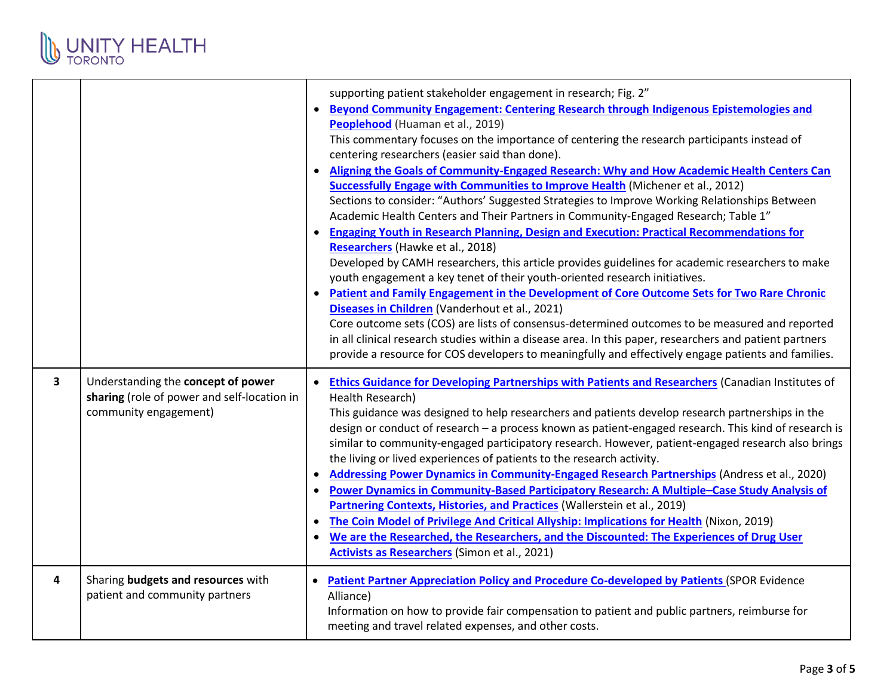| | | |
|---|---|---|
| | | supporting patient stakeholder engagement in research; Fig. 2" <br>• **Beyond Community Engagement: Centering Research through Indigenous Epistemologies and Peoplehood** (Huaman et al., 2019) <br>This commentary focuses on the importance of centering the research participants instead of centering researchers (easier said than done). <br>• **Aligning the Goals of Community-Engaged Research: Why and How Academic Health Centers Can Successfully Engage with Communities to Improve Health** (Michener et al., 2012) <br>Sections to consider: "Authors' Suggested Strategies to Improve Working Relationships Between Academic Health Centers and Their Partners in Community-Engaged Research; Table 1" <br>• **Engaging Youth in Research Planning, Design and Execution: Practical Recommendations for Researchers** (Hawke et al., 2018) <br>Developed by CAMH researchers, this article provides guidelines for academic researchers to make youth engagement a key tenet of their youth-oriented research initiatives. <br>• **Patient and Family Engagement in the Development of Core Outcome Sets for Two Rare Chronic Diseases in Children** (Vanderhout et al., 2021) <br>Core outcome sets (COS) are lists of consensus-determined outcomes to be measured and reported in all clinical research studies within a disease area. In this paper, researchers and patient partners provide a resource for COS developers to meaningfully and effectively engage patients and families. |
| **3** | Understanding the **concept of power sharing** (role of power and self-location in community engagement) | • **Ethics Guidance for Developing Partnerships with Patients and Researchers** (Canadian Institutes of Health Research) <br>This guidance was designed to help researchers and patients develop research partnerships in the design or conduct of research – a process known as patient-engaged research. This kind of research is similar to community-engaged participatory research. However, patient-engaged research also brings the living or lived experiences of patients to the research activity. <br>• **Addressing Power Dynamics in Community-Engaged Research Partnerships** (Andress et al., 2020) <br>• **Power Dynamics in Community-Based Participatory Research: A Multiple–Case Study Analysis of Partnering Contexts, Histories, and Practices** (Wallerstein et al., 2019) <br>• **The Coin Model of Privilege And Critical Allyship: Implications for Health** (Nixon, 2019) <br>• **We are the Researched, the Researchers, and the Discounted: The Experiences of Drug User Activists as Researchers** (Simon et al., 2021) |
| **4** | Sharing **budgets and resources** with patient and community partners | • **Patient Partner Appreciation Policy and Procedure Co-developed by Patients** (SPOR Evidence Alliance) <br>Information on how to provide fair compensation to patient and public partners, reimburse for meeting and travel related expenses, and other costs. |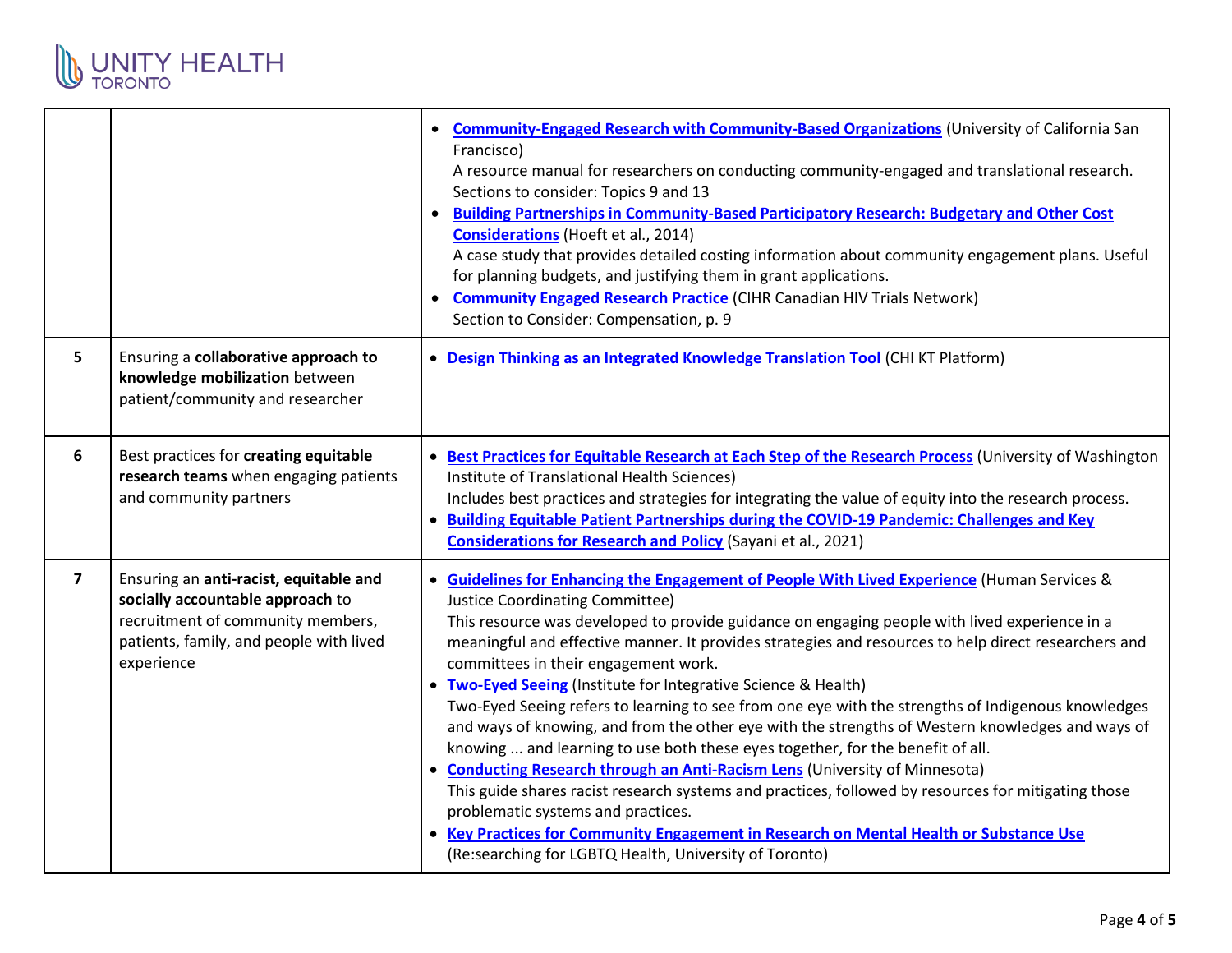| | | |
|---|---|---|
| | | • **Community-Engaged Research with Community-Based Organizations** (University of California San Francisco)<br>A resource manual for researchers on conducting community-engaged and translational research. Sections to consider: Topics 9 and 13<br>• **Building Partnerships in Community-Based Participatory Research: Budgetary and Other Cost Considerations** (Hoeft et al., 2014)<br>A case study that provides detailed costing information about community engagement plans. Useful for planning budgets, and justifying them in grant applications.<br>• **Community Engaged Research Practice** (CIHR Canadian HIV Trials Network)<br>Section to Consider: Compensation, p. 9 |
| **5** | Ensuring a **collaborative approach to knowledge mobilization** between patient/community and researcher | • **Design Thinking as an Integrated Knowledge Translation Tool** (CHI KT Platform) |
| **6** | Best practices for **creating equitable research teams** when engaging patients and community partners | • **Best Practices for Equitable Research at Each Step of the Research Process** (University of Washington Institute of Translational Health Sciences)<br>Includes best practices and strategies for integrating the value of equity into the research process.<br>• **Building Equitable Patient Partnerships during the COVID-19 Pandemic: Challenges and Key Considerations for Research and Policy** (Sayani et al., 2021) |
| **7** | Ensuring an **anti-racist, equitable and socially accountable approach** to recruitment of community members, patients, family, and people with lived experience | • **Guidelines for Enhancing the Engagement of People With Lived Experience** (Human Services & Justice Coordinating Committee)<br>This resource was developed to provide guidance on engaging people with lived experience in a meaningful and effective manner. It provides strategies and resources to help direct researchers and committees in their engagement work.<br>• **Two-Eyed Seeing** (Institute for Integrative Science & Health)<br>Two-Eyed Seeing refers to learning to see from one eye with the strengths of Indigenous knowledges and ways of knowing, and from the other eye with the strengths of Western knowledges and ways of knowing ... and learning to use both these eyes together, for the benefit of all.<br>• **Conducting Research through an Anti-Racism Lens** (University of Minnesota)<br>This guide shares racist research systems and practices, followed by resources for mitigating those problematic systems and practices.<br>• **Key Practices for Community Engagement in Research on Mental Health or Substance Use** (Re:searching for LGBTQ Health, University of Toronto) |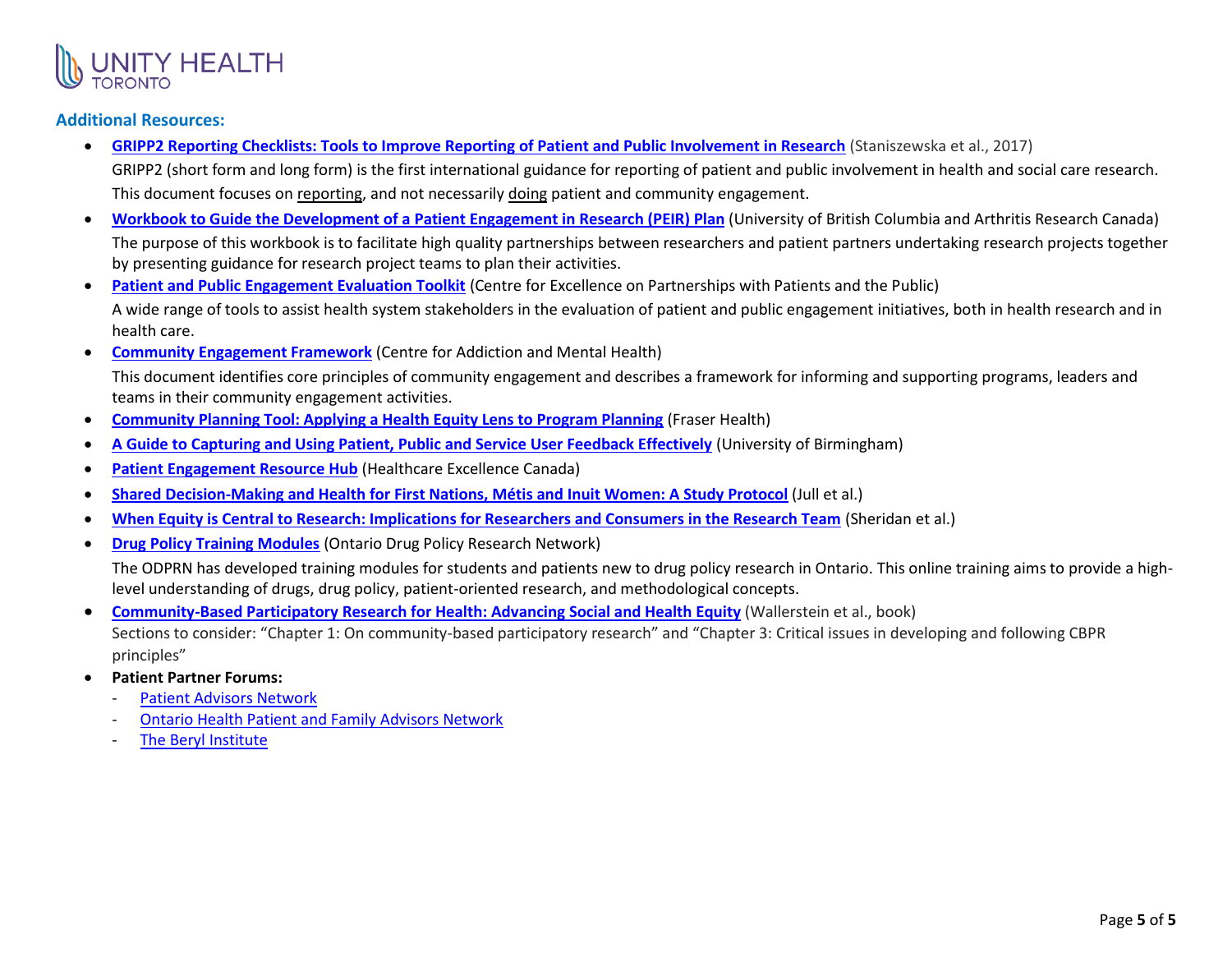## Additional Resources:

- **GRIPP2 Reporting Checklists: Tools to Improve Reporting of Patient and Public Involvement in Research** (Staniszewska et al., 2017)
  GRIPP2 (short form and long form) is the first international guidance for reporting of patient and public involvement in health and social care research. This document focuses on reporting, and not necessarily doing patient and community engagement.
- **Workbook to Guide the Development of a Patient Engagement in Research (PEIR) Plan** (University of British Columbia and Arthritis Research Canada)
  The purpose of this workbook is to facilitate high quality partnerships between researchers and patient partners undertaking research projects together by presenting guidance for research project teams to plan their activities.
- **Patient and Public Engagement Evaluation Toolkit** (Centre for Excellence on Partnerships with Patients and the Public)
  A wide range of tools to assist health system stakeholders in the evaluation of patient and public engagement initiatives, both in health research and in health care.
- **Community Engagement Framework** (Centre for Addiction and Mental Health)
  This document identifies core principles of community engagement and describes a framework for informing and supporting programs, leaders and teams in their community engagement activities.
- **Community Planning Tool: Applying a Health Equity Lens to Program Planning** (Fraser Health)
- **A Guide to Capturing and Using Patient, Public and Service User Feedback Effectively** (University of Birmingham)
- **Patient Engagement Resource Hub** (Healthcare Excellence Canada)
- **Shared Decision-Making and Health for First Nations, Métis and Inuit Women: A Study Protocol** (Jull et al.)
- **When Equity is Central to Research: Implications for Researchers and Consumers in the Research Team** (Sheridan et al.)
- **Drug Policy Training Modules** (Ontario Drug Policy Research Network)
  The ODPRN has developed training modules for students and patients new to drug policy research in Ontario. This online training aims to provide a high-level understanding of drugs, drug policy, patient-oriented research, and methodological concepts.
- **Community-Based Participatory Research for Health: Advancing Social and Health Equity** (Wallerstein et al., book)
  Sections to consider: "Chapter 1: On community-based participatory research" and "Chapter 3: Critical issues in developing and following CBPR principles"
- **Patient Partner Forums:**
  - Patient Advisors Network
  - Ontario Health Patient and Family Advisors Network
  - The Beryl Institute